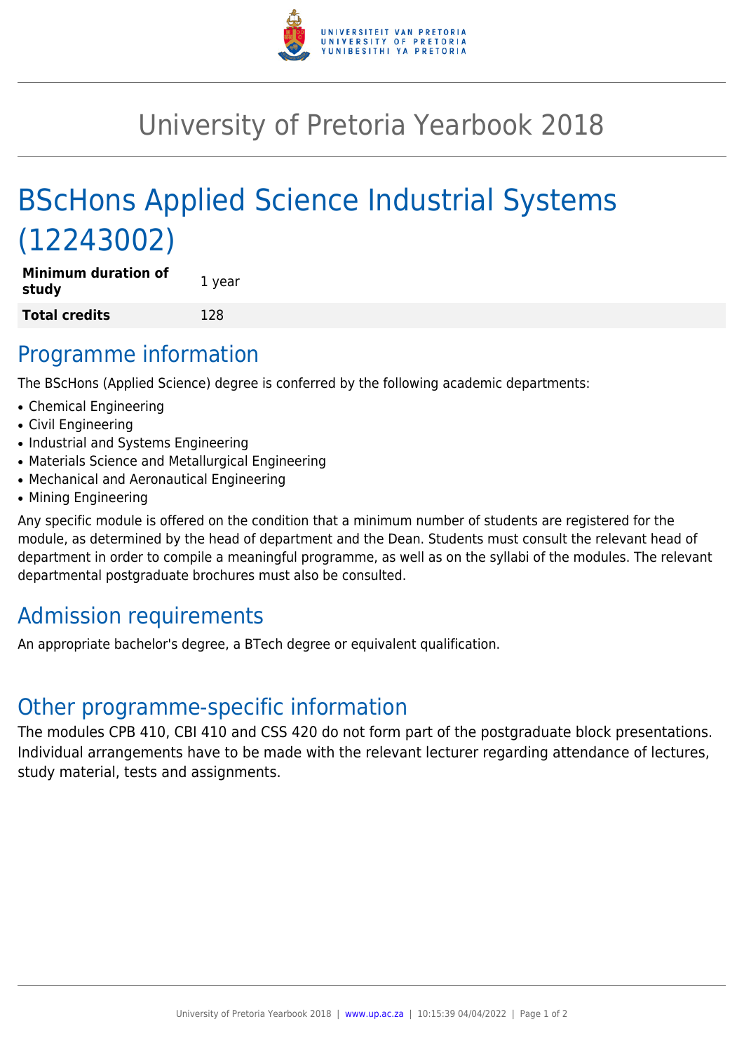# University of Pretoria Yearbook 2018

# BScHons Applied Science Industrial Systems (12243002)

| **Minimum duration of study** | 1 year |
|---|---|
| **Total credits** | 128 |

## Programme information

The BScHons (Applied Science) degree is conferred by the following academic departments:

- Chemical Engineering
- Civil Engineering
- Industrial and Systems Engineering
- Materials Science and Metallurgical Engineering
- Mechanical and Aeronautical Engineering
- Mining Engineering

Any specific module is offered on the condition that a minimum number of students are registered for the module, as determined by the head of department and the Dean. Students must consult the relevant head of department in order to compile a meaningful programme, as well as on the syllabi of the modules. The relevant departmental postgraduate brochures must also be consulted.

## Admission requirements

An appropriate bachelor's degree, a BTech degree or equivalent qualification.

## Other programme-specific information

The modules CPB 410, CBI 410 and CSS 420 do not form part of the postgraduate block presentations. Individual arrangements have to be made with the relevant lecturer regarding attendance of lectures, study material, tests and assignments.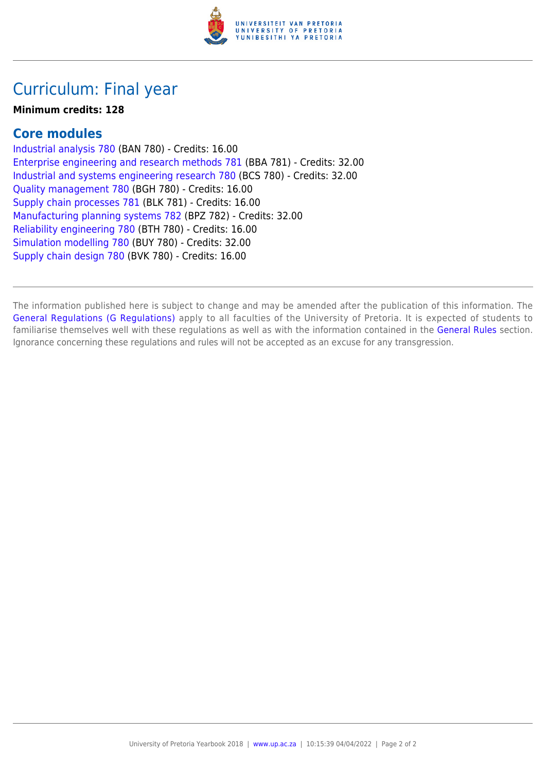# Curriculum: Final year

**Minimum credits: 128**

## Core modules

Industrial analysis 780 (BAN 780) - Credits: 16.00
Enterprise engineering and research methods 781 (BBA 781) - Credits: 32.00
Industrial and systems engineering research 780 (BCS 780) - Credits: 32.00
Quality management 780 (BGH 780) - Credits: 16.00
Supply chain processes 781 (BLK 781) - Credits: 16.00
Manufacturing planning systems 782 (BPZ 782) - Credits: 32.00
Reliability engineering 780 (BTH 780) - Credits: 16.00
Simulation modelling 780 (BUY 780) - Credits: 32.00
Supply chain design 780 (BVK 780) - Credits: 16.00

The information published here is subject to change and may be amended after the publication of this information. The General Regulations (G Regulations) apply to all faculties of the University of Pretoria. It is expected of students to familiarise themselves well with these regulations as well as with the information contained in the General Rules section. Ignorance concerning these regulations and rules will not be accepted as an excuse for any transgression.